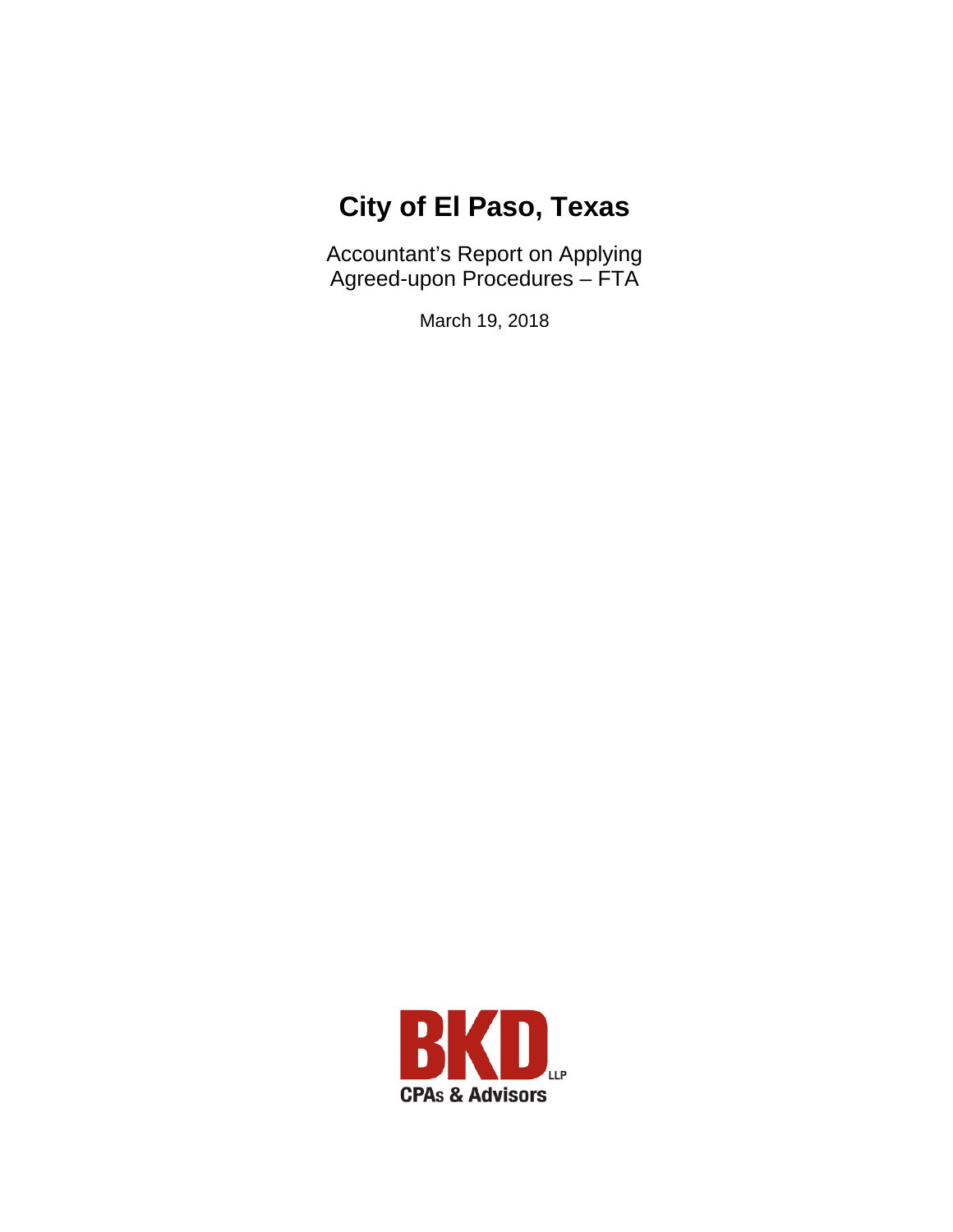# City of El Paso, Texas

Accountant's Report on Applying Agreed-upon Procedures – FTA

March 19, 2018

BKD LLP

CPAs & Advisors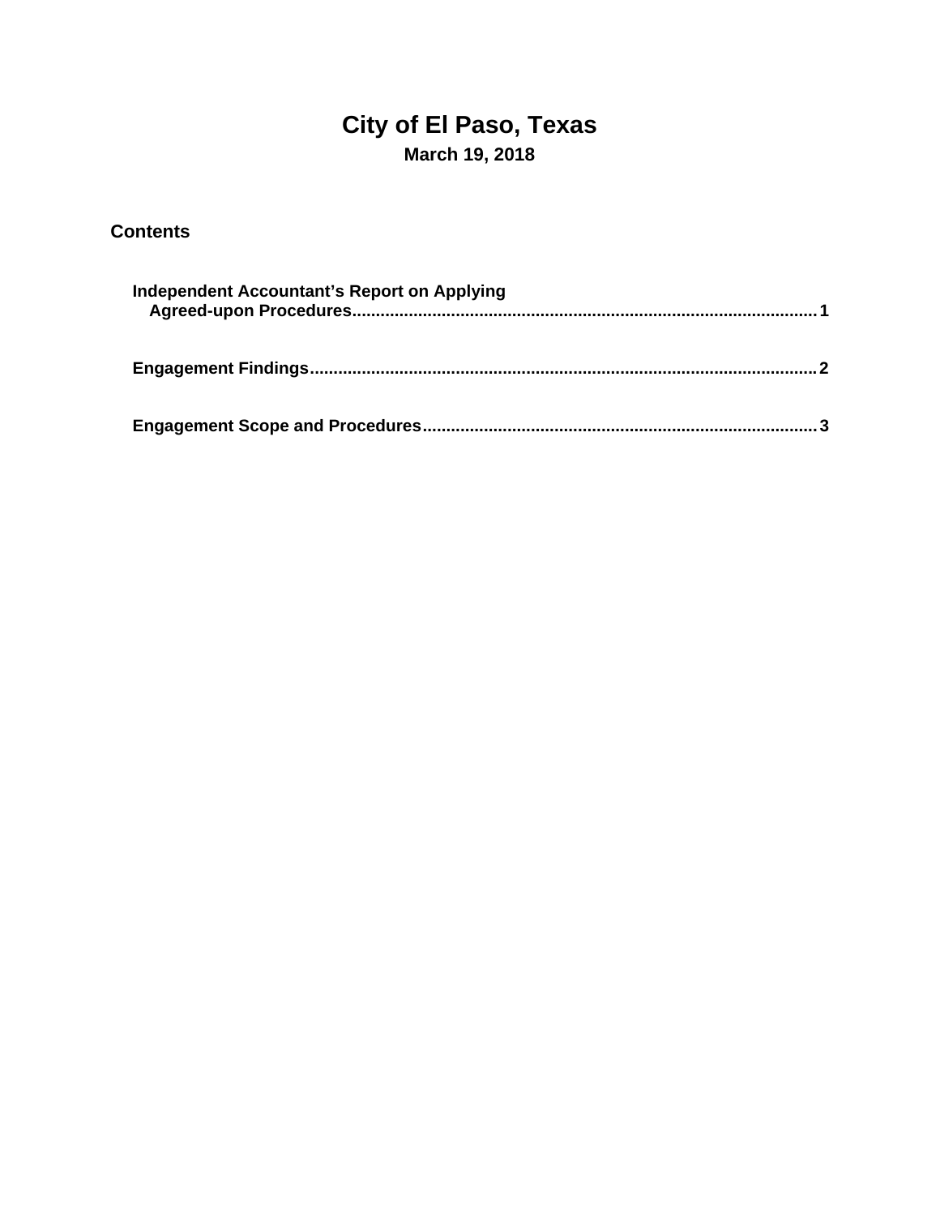# City of El Paso, Texas

**March 19, 2018**

## Contents

| | |
|---|---|
| **Independent Accountant's Report on Applying Agreed-upon Procedures** | **1** |
| **Engagement Findings** | **2** |
| **Engagement Scope and Procedures** | **3** |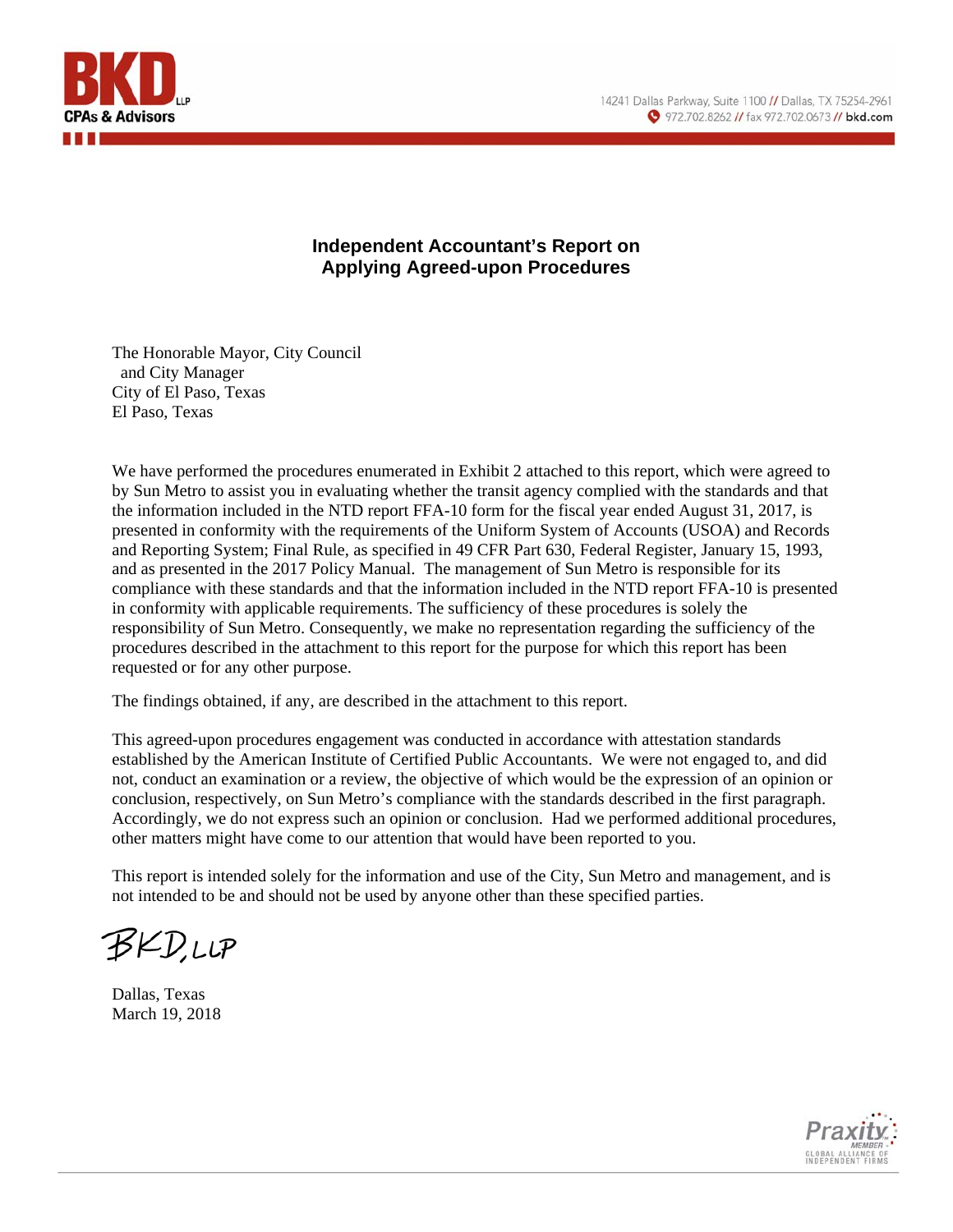# Independent Accountant's Report on Applying Agreed-upon Procedures

The Honorable Mayor, City Council
and City Manager
City of El Paso, Texas
El Paso, Texas

We have performed the procedures enumerated in Exhibit 2 attached to this report, which were agreed to by Sun Metro to assist you in evaluating whether the transit agency complied with the standards and that the information included in the NTD report FFA-10 form for the fiscal year ended August 31, 2017, is presented in conformity with the requirements of the Uniform System of Accounts (USOA) and Records and Reporting System; Final Rule, as specified in 49 CFR Part 630, Federal Register, January 15, 1993, and as presented in the 2017 Policy Manual. The management of Sun Metro is responsible for its compliance with these standards and that the information included in the NTD report FFA-10 is presented in conformity with applicable requirements. The sufficiency of these procedures is solely the responsibility of Sun Metro. Consequently, we make no representation regarding the sufficiency of the procedures described in the attachment to this report for the purpose for which this report has been requested or for any other purpose.

The findings obtained, if any, are described in the attachment to this report.

This agreed-upon procedures engagement was conducted in accordance with attestation standards established by the American Institute of Certified Public Accountants. We were not engaged to, and did not, conduct an examination or a review, the objective of which would be the expression of an opinion or conclusion, respectively, on Sun Metro's compliance with the standards described in the first paragraph. Accordingly, we do not express such an opinion or conclusion. Had we performed additional procedures, other matters might have come to our attention that would have been reported to you.

This report is intended solely for the information and use of the City, Sun Metro and management, and is not intended to be and should not be used by anyone other than these specified parties.

BKD, LLP

Dallas, Texas
March 19, 2018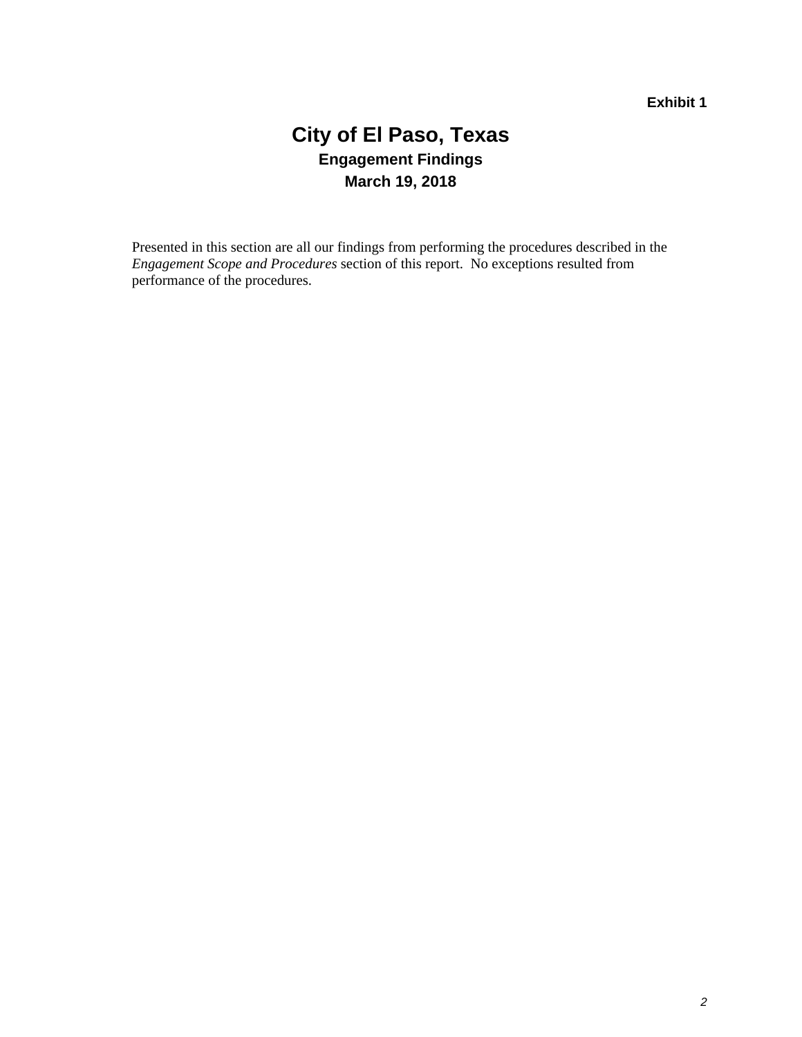**Exhibit 1**

# City of El Paso, Texas

## Engagement Findings

## March 19, 2018

Presented in this section are all our findings from performing the procedures described in the *Engagement Scope and Procedures* section of this report. No exceptions resulted from performance of the procedures.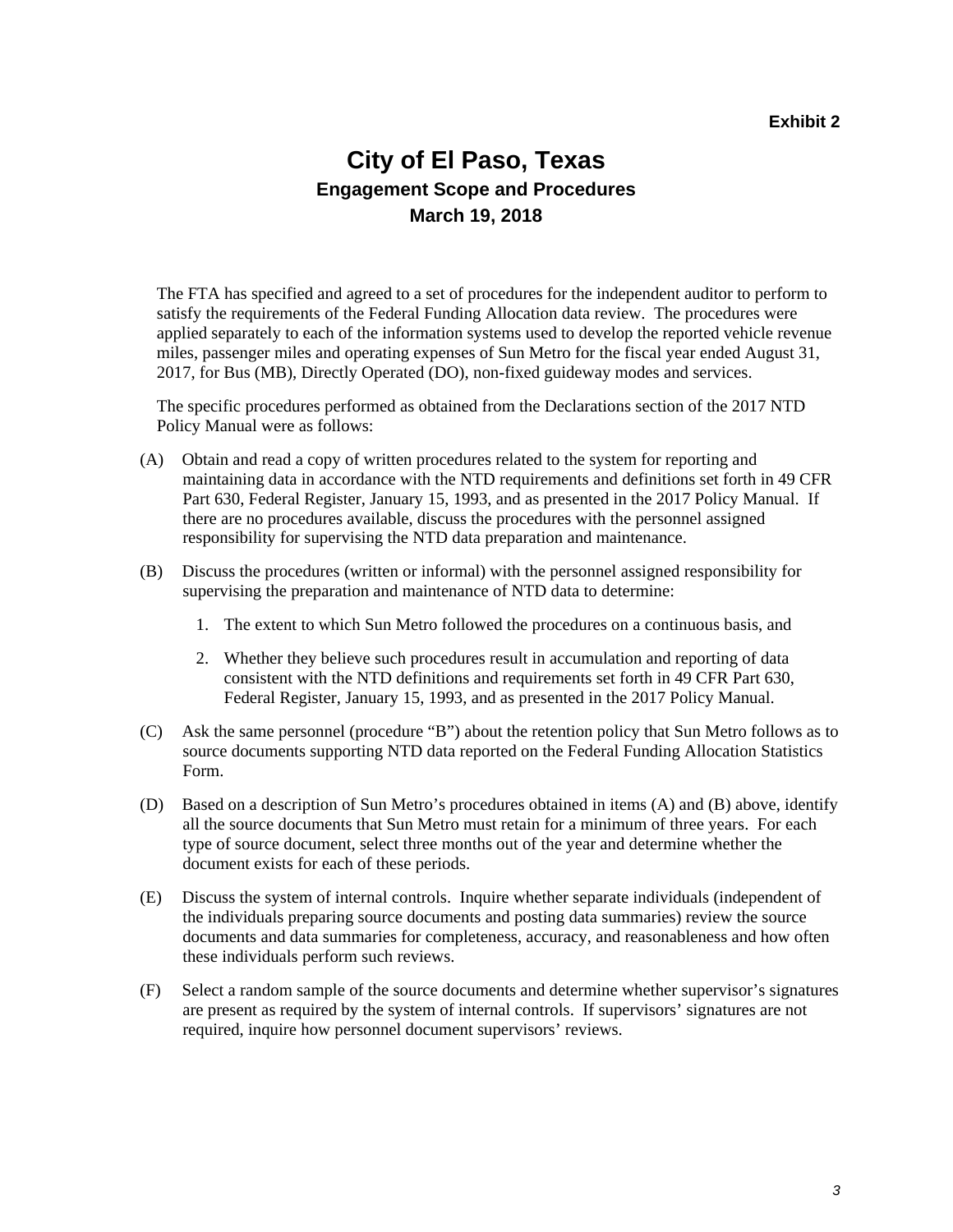**Exhibit 2**

# City of El Paso, Texas

## Engagement Scope and Procedures

## March 19, 2018

The FTA has specified and agreed to a set of procedures for the independent auditor to perform to satisfy the requirements of the Federal Funding Allocation data review. The procedures were applied separately to each of the information systems used to develop the reported vehicle revenue miles, passenger miles and operating expenses of Sun Metro for the fiscal year ended August 31, 2017, for Bus (MB), Directly Operated (DO), non-fixed guideway modes and services.

The specific procedures performed as obtained from the Declarations section of the 2017 NTD Policy Manual were as follows:

(A) Obtain and read a copy of written procedures related to the system for reporting and maintaining data in accordance with the NTD requirements and definitions set forth in 49 CFR Part 630, Federal Register, January 15, 1993, and as presented in the 2017 Policy Manual. If there are no procedures available, discuss the procedures with the personnel assigned responsibility for supervising the NTD data preparation and maintenance.

(B) Discuss the procedures (written or informal) with the personnel assigned responsibility for supervising the preparation and maintenance of NTD data to determine:

1. The extent to which Sun Metro followed the procedures on a continuous basis, and
2. Whether they believe such procedures result in accumulation and reporting of data consistent with the NTD definitions and requirements set forth in 49 CFR Part 630, Federal Register, January 15, 1993, and as presented in the 2017 Policy Manual.

(C) Ask the same personnel (procedure "B") about the retention policy that Sun Metro follows as to source documents supporting NTD data reported on the Federal Funding Allocation Statistics Form.

(D) Based on a description of Sun Metro's procedures obtained in items (A) and (B) above, identify all the source documents that Sun Metro must retain for a minimum of three years. For each type of source document, select three months out of the year and determine whether the document exists for each of these periods.

(E) Discuss the system of internal controls. Inquire whether separate individuals (independent of the individuals preparing source documents and posting data summaries) review the source documents and data summaries for completeness, accuracy, and reasonableness and how often these individuals perform such reviews.

(F) Select a random sample of the source documents and determine whether supervisor's signatures are present as required by the system of internal controls. If supervisors' signatures are not required, inquire how personnel document supervisors' reviews.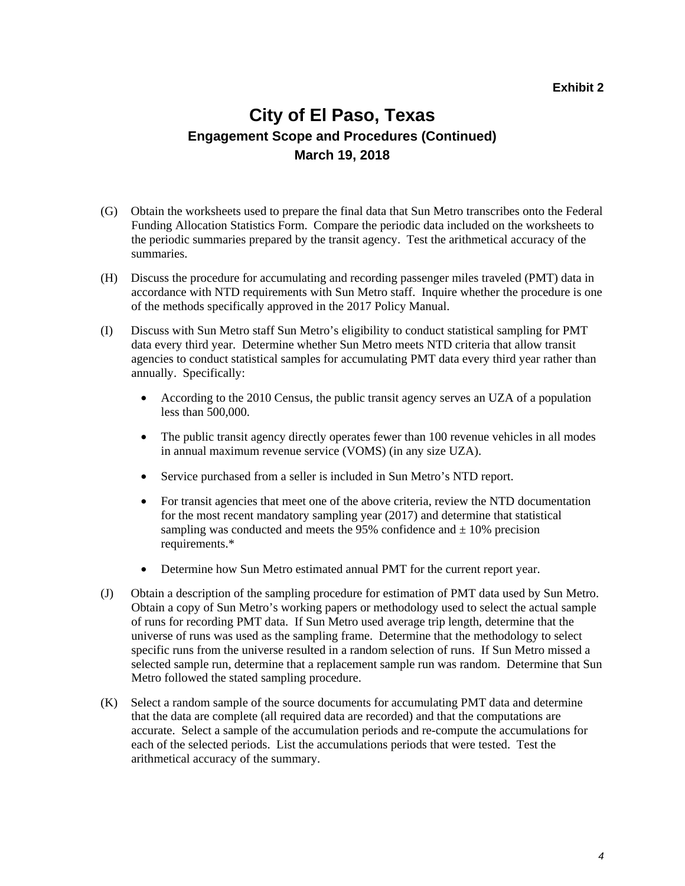Exhibit 2

# City of El Paso, Texas

### Engagement Scope and Procedures (Continued)

### March 19, 2018

(G) Obtain the worksheets used to prepare the final data that Sun Metro transcribes onto the Federal Funding Allocation Statistics Form. Compare the periodic data included on the worksheets to the periodic summaries prepared by the transit agency. Test the arithmetical accuracy of the summaries.

(H) Discuss the procedure for accumulating and recording passenger miles traveled (PMT) data in accordance with NTD requirements with Sun Metro staff. Inquire whether the procedure is one of the methods specifically approved in the 2017 Policy Manual.

(I) Discuss with Sun Metro staff Sun Metro's eligibility to conduct statistical sampling for PMT data every third year. Determine whether Sun Metro meets NTD criteria that allow transit agencies to conduct statistical samples for accumulating PMT data every third year rather than annually. Specifically:

- According to the 2010 Census, the public transit agency serves an UZA of a population less than 500,000.
- The public transit agency directly operates fewer than 100 revenue vehicles in all modes in annual maximum revenue service (VOMS) (in any size UZA).
- Service purchased from a seller is included in Sun Metro's NTD report.
- For transit agencies that meet one of the above criteria, review the NTD documentation for the most recent mandatory sampling year (2017) and determine that statistical sampling was conducted and meets the 95% confidence and ± 10% precision requirements.*
- Determine how Sun Metro estimated annual PMT for the current report year.

(J) Obtain a description of the sampling procedure for estimation of PMT data used by Sun Metro. Obtain a copy of Sun Metro's working papers or methodology used to select the actual sample of runs for recording PMT data. If Sun Metro used average trip length, determine that the universe of runs was used as the sampling frame. Determine that the methodology to select specific runs from the universe resulted in a random selection of runs. If Sun Metro missed a selected sample run, determine that a replacement sample run was random. Determine that Sun Metro followed the stated sampling procedure.

(K) Select a random sample of the source documents for accumulating PMT data and determine that the data are complete (all required data are recorded) and that the computations are accurate. Select a sample of the accumulation periods and re-compute the accumulations for each of the selected periods. List the accumulations periods that were tested. Test the arithmetical accuracy of the summary.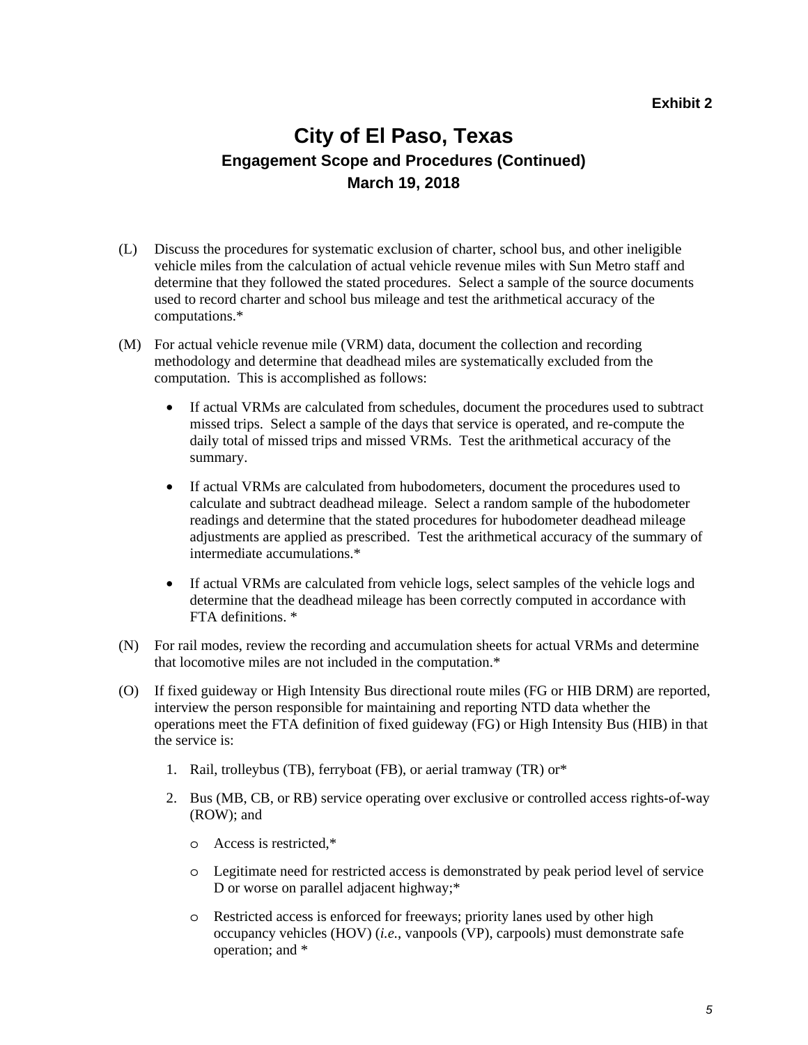Exhibit 2

# City of El Paso, Texas

## Engagement Scope and Procedures (Continued)

## March 19, 2018

(L) Discuss the procedures for systematic exclusion of charter, school bus, and other ineligible vehicle miles from the calculation of actual vehicle revenue miles with Sun Metro staff and determine that they followed the stated procedures. Select a sample of the source documents used to record charter and school bus mileage and test the arithmetical accuracy of the computations.*

(M) For actual vehicle revenue mile (VRM) data, document the collection and recording methodology and determine that deadhead miles are systematically excluded from the computation. This is accomplished as follows:

- If actual VRMs are calculated from schedules, document the procedures used to subtract missed trips. Select a sample of the days that service is operated, and re-compute the daily total of missed trips and missed VRMs. Test the arithmetical accuracy of the summary.
- If actual VRMs are calculated from hubodometers, document the procedures used to calculate and subtract deadhead mileage. Select a random sample of the hubodometer readings and determine that the stated procedures for hubodometer deadhead mileage adjustments are applied as prescribed. Test the arithmetical accuracy of the summary of intermediate accumulations.*
- If actual VRMs are calculated from vehicle logs, select samples of the vehicle logs and determine that the deadhead mileage has been correctly computed in accordance with FTA definitions. *

(N) For rail modes, review the recording and accumulation sheets for actual VRMs and determine that locomotive miles are not included in the computation.*

(O) If fixed guideway or High Intensity Bus directional route miles (FG or HIB DRM) are reported, interview the person responsible for maintaining and reporting NTD data whether the operations meet the FTA definition of fixed guideway (FG) or High Intensity Bus (HIB) in that the service is:

1. Rail, trolleybus (TB), ferryboat (FB), or aerial tramway (TR) or*
2. Bus (MB, CB, or RB) service operating over exclusive or controlled access rights-of-way (ROW); and
   - Access is restricted,*
   - Legitimate need for restricted access is demonstrated by peak period level of service D or worse on parallel adjacent highway;*
   - Restricted access is enforced for freeways; priority lanes used by other high occupancy vehicles (HOV) (*i.e.*, vanpools (VP), carpools) must demonstrate safe operation; and *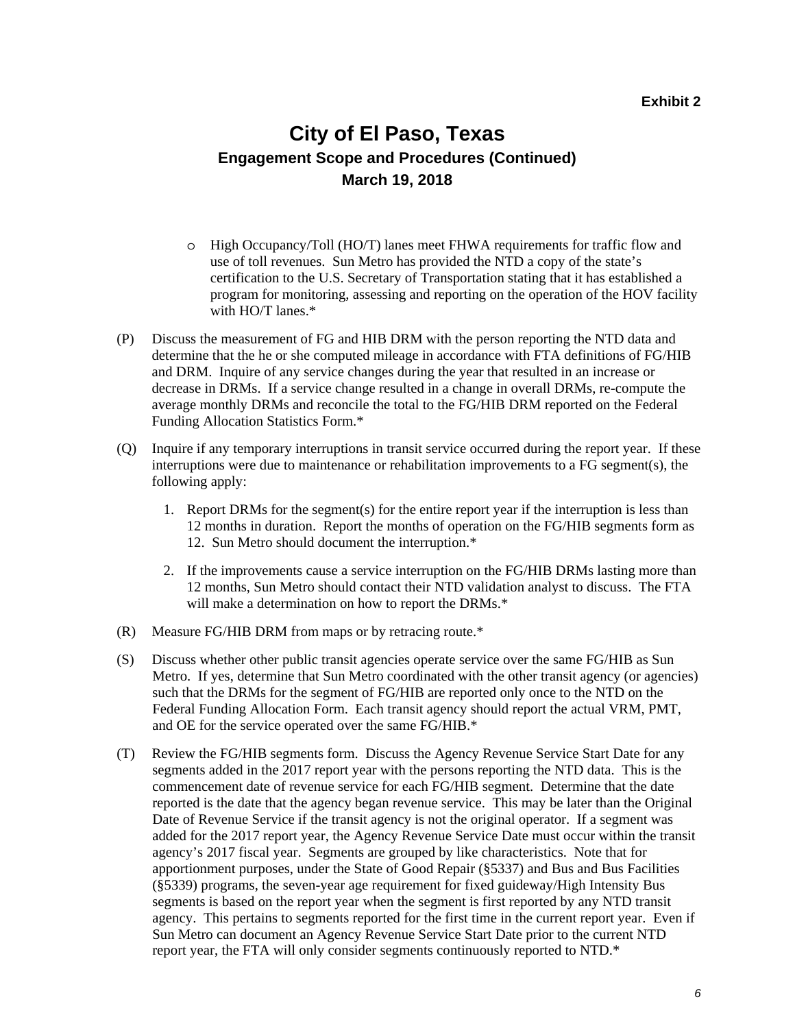**Exhibit 2**

# City of El Paso, Texas

### Engagement Scope and Procedures (Continued)

### March 19, 2018

- High Occupancy/Toll (HO/T) lanes meet FHWA requirements for traffic flow and use of toll revenues. Sun Metro has provided the NTD a copy of the state's certification to the U.S. Secretary of Transportation stating that it has established a program for monitoring, assessing and reporting on the operation of the HOV facility with HO/T lanes.*

(P) Discuss the measurement of FG and HIB DRM with the person reporting the NTD data and determine that the he or she computed mileage in accordance with FTA definitions of FG/HIB and DRM. Inquire of any service changes during the year that resulted in an increase or decrease in DRMs. If a service change resulted in a change in overall DRMs, re-compute the average monthly DRMs and reconcile the total to the FG/HIB DRM reported on the Federal Funding Allocation Statistics Form.*

(Q) Inquire if any temporary interruptions in transit service occurred during the report year. If these interruptions were due to maintenance or rehabilitation improvements to a FG segment(s), the following apply:

1. Report DRMs for the segment(s) for the entire report year if the interruption is less than 12 months in duration. Report the months of operation on the FG/HIB segments form as 12. Sun Metro should document the interruption.*

2. If the improvements cause a service interruption on the FG/HIB DRMs lasting more than 12 months, Sun Metro should contact their NTD validation analyst to discuss. The FTA will make a determination on how to report the DRMs.*

(R) Measure FG/HIB DRM from maps or by retracing route.*

(S) Discuss whether other public transit agencies operate service over the same FG/HIB as Sun Metro. If yes, determine that Sun Metro coordinated with the other transit agency (or agencies) such that the DRMs for the segment of FG/HIB are reported only once to the NTD on the Federal Funding Allocation Form. Each transit agency should report the actual VRM, PMT, and OE for the service operated over the same FG/HIB.*

(T) Review the FG/HIB segments form. Discuss the Agency Revenue Service Start Date for any segments added in the 2017 report year with the persons reporting the NTD data. This is the commencement date of revenue service for each FG/HIB segment. Determine that the date reported is the date that the agency began revenue service. This may be later than the Original Date of Revenue Service if the transit agency is not the original operator. If a segment was added for the 2017 report year, the Agency Revenue Service Date must occur within the transit agency's 2017 fiscal year. Segments are grouped by like characteristics. Note that for apportionment purposes, under the State of Good Repair (§5337) and Bus and Bus Facilities (§5339) programs, the seven-year age requirement for fixed guideway/High Intensity Bus segments is based on the report year when the segment is first reported by any NTD transit agency. This pertains to segments reported for the first time in the current report year. Even if Sun Metro can document an Agency Revenue Service Start Date prior to the current NTD report year, the FTA will only consider segments continuously reported to NTD.*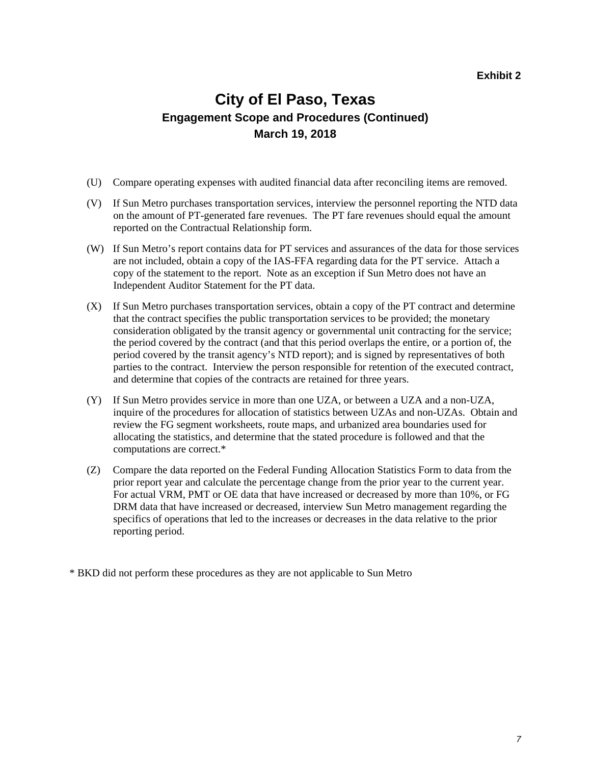**Exhibit 2**

# City of El Paso, Texas

## Engagement Scope and Procedures (Continued)

### March 19, 2018

(U) Compare operating expenses with audited financial data after reconciling items are removed.

(V) If Sun Metro purchases transportation services, interview the personnel reporting the NTD data on the amount of PT-generated fare revenues. The PT fare revenues should equal the amount reported on the Contractual Relationship form.

(W) If Sun Metro's report contains data for PT services and assurances of the data for those services are not included, obtain a copy of the IAS-FFA regarding data for the PT service. Attach a copy of the statement to the report. Note as an exception if Sun Metro does not have an Independent Auditor Statement for the PT data.

(X) If Sun Metro purchases transportation services, obtain a copy of the PT contract and determine that the contract specifies the public transportation services to be provided; the monetary consideration obligated by the transit agency or governmental unit contracting for the service; the period covered by the contract (and that this period overlaps the entire, or a portion of, the period covered by the transit agency's NTD report); and is signed by representatives of both parties to the contract. Interview the person responsible for retention of the executed contract, and determine that copies of the contracts are retained for three years.

(Y) If Sun Metro provides service in more than one UZA, or between a UZA and a non-UZA, inquire of the procedures for allocation of statistics between UZAs and non-UZAs. Obtain and review the FG segment worksheets, route maps, and urbanized area boundaries used for allocating the statistics, and determine that the stated procedure is followed and that the computations are correct.*

(Z) Compare the data reported on the Federal Funding Allocation Statistics Form to data from the prior report year and calculate the percentage change from the prior year to the current year. For actual VRM, PMT or OE data that have increased or decreased by more than 10%, or FG DRM data that have increased or decreased, interview Sun Metro management regarding the specifics of operations that led to the increases or decreases in the data relative to the prior reporting period.

* BKD did not perform these procedures as they are not applicable to Sun Metro